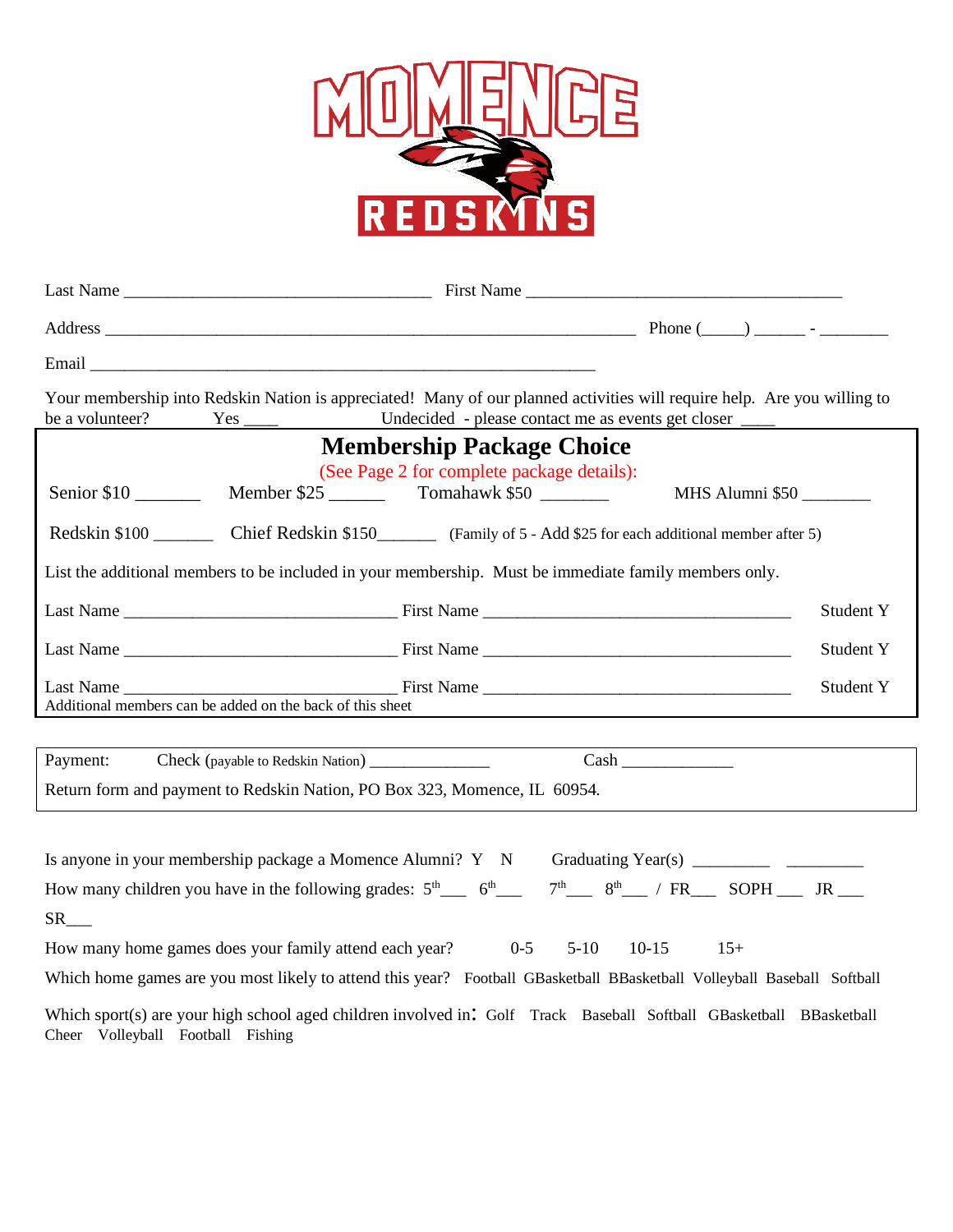# MOMENCE REDSKINS

Last Name ___________________________________ First Name _____________________________________

Address ______________________________________________________________ Phone (_____) ______ - ________

Email ____________________________________________________________

Your membership into Redskin Nation is appreciated! Many of our planned activities will require help. Are you willing to be a volunteer? Yes ____ Undecided - please contact me as events get closer ____

## Membership Package Choice

(See Page 2 for complete package details):

Senior $10 _______ Member $25 ______ Tomahawk $50 _______ MHS Alumni $50 _______

Redskin $100 _______ Chief Redskin $150_______ (Family of 5 - Add $25 for each additional member after 5)

List the additional members to be included in your membership. Must be immediate family members only.

Last Name _______________________________ First Name ___________________________________ Student Y

Last Name _______________________________ First Name ___________________________________ Student Y

Last Name _______________________________ First Name ___________________________________ Student Y

Additional members can be added on the back of this sheet

Payment: Check (payable to Redskin Nation) ______________ Cash _____________

Return form and payment to Redskin Nation, PO Box 323, Momence, IL 60954.

Is anyone in your membership package a Momence Alumni? Y N Graduating Year(s) _________ _________

How many children you have in the following grades: 5th___ 6th___ 7th___ 8th___ / FR___ SOPH ___ JR ___ SR___

How many home games does your family attend each year? 0-5 5-10 10-15 15+

Which home games are you most likely to attend this year? Football GBasketball BBasketball Volleyball Baseball Softball

Which sport(s) are your high school aged children involved in: Golf Track Baseball Softball GBasketball BBasketball Cheer Volleyball Football Fishing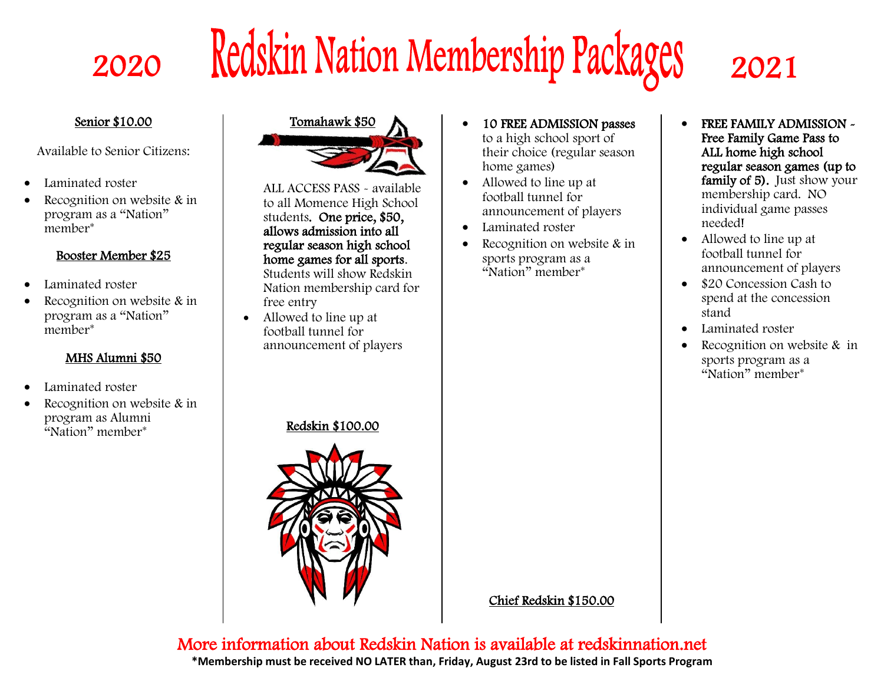# 2020 Redskin Nation Membership Packages 2021

**Senior $10.00**

Available to Senior Citizens:

- Laminated roster
- Recognition on website & in program as a "Nation" member*

**Booster Member $25**

- Laminated roster
- Recognition on website & in program as a "Nation" member*

**MHS Alumni $50**

- Laminated roster
- Recognition on website & in program as Alumni "Nation" member*

**Tomahawk $50**

ALL ACCESS PASS - available to all Momence High School students. **One price, $50, allows admission into all regular season high school home games for all sports**. Students will show Redskin Nation membership card for free entry

- Allowed to line up at football tunnel for announcement of players

**Redskin $100.00**

- **10 FREE ADMISSION passes** to a high school sport of their choice (regular season home games)
- Allowed to line up at football tunnel for announcement of players
- Laminated roster
- Recognition on website & in sports program as a "Nation" member*

**Chief Redskin $150.00**

- **FREE FAMILY ADMISSION - Free Family Game Pass to ALL home high school regular season games (up to family of 5).** Just show your membership card. NO individual game passes needed!
- Allowed to line up at football tunnel for announcement of players
- $20 Concession Cash to spend at the concession stand
- Laminated roster
- Recognition on website & in sports program as a "Nation" member*

More information about Redskin Nation is available at redskinnation.net

**\*Membership must be received NO LATER than, Friday, August 23rd to be listed in Fall Sports Program**